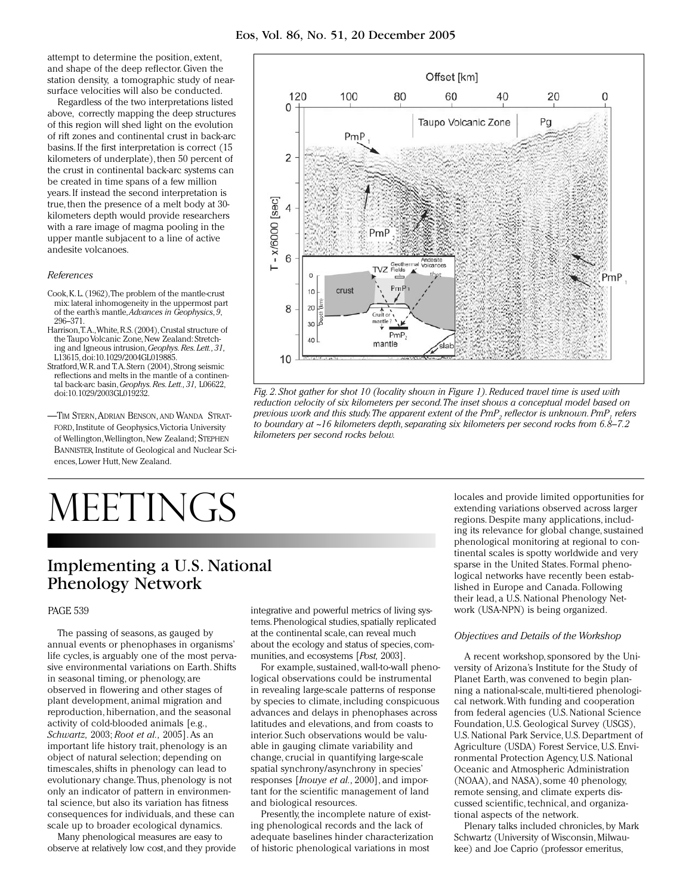attempt to determine the position, extent, and shape of the deep reflector. Given the station density, a tomographic study of near-surface velocities will also be conducted.

Regardless of the two interpretations listed above, correctly mapping the deep structures of this region will shed light on the evolution of rift zones and continental crust in back-arc basins. If the first interpretation is correct (15 kilometers of underplate), then 50 percent of the crust in continental back-arc systems can be created in time spans of a few million years. If instead the second interpretation is true, then the presence of a melt body at 30-kilometers depth would provide researchers with a rare image of magma pooling in the upper mantle subjacent to a line of active andesite volcanoes.

*References*

Cook, K. L. (1962), The problem of the mantle-crust mix: lateral inhomogeneity in the uppermost part of the earth's mantle, *Advances in Geophysics*, *9*, 296–371.

Harrison, T. A., White, R. S. (2004), Crustal structure of the Taupo Volcanic Zone, New Zealand: Stretching and Igneous intrusion, *Geophys. Res. Lett.*, *31*, L13615, doi:10.1029/2004GL019885.

Stratford, W. R. and T. A. Stern (2004), Strong seismic reflections and melts in the mantle of a continental back-arc basin, *Geophys. Res. Lett.*, *31*, L06622, doi:10.1029/2003GL019232.

—Tim Stern, Adrian Benson, and Wanda Stratford, Institute of Geophysics, Victoria University of Wellington, Wellington, New Zealand; Stephen Bannister, Institute of Geological and Nuclear Sciences, Lower Hutt, New Zealand.

*Fig. 2. Shot gather for shot 10 (locality shown in Figure 1). Reduced travel time is used with reduction velocity of six kilometers per second. The inset shows a conceptual model based on previous work and this study. The apparent extent of the $PmP_2$ reflector is unknown. $PmP_1$ refers to boundary at ~16 kilometers depth, separating six kilometers per second rocks from 6.8–7.2 kilometers per second rocks below.*

# MEETINGS

## Implementing a U.S. National Phenology Network

PAGE 539

The passing of seasons, as gauged by annual events or phenophases in organisms' life cycles, is arguably one of the most pervasive environmental variations on Earth. Shifts in seasonal timing, or phenology, are observed in flowering and other stages of plant development, animal migration and reproduction, hibernation, and the seasonal activity of cold-blooded animals [e.g., *Schwartz,* 2003; *Root et al.,* 2005]. As an important life history trait, phenology is an object of natural selection; depending on timescales, shifts in phenology can lead to evolutionary change. Thus, phenology is not only an indicator of pattern in environmental science, but also its variation has fitness consequences for individuals, and these can scale up to broader ecological dynamics.

Many phenological measures are easy to observe at relatively low cost, and they provide integrative and powerful metrics of living systems. Phenological studies, spatially replicated at the continental scale, can reveal much about the ecology and status of species, communities, and ecosystems [*Post,* 2003].

For example, sustained, wall-to-wall phenological observations could be instrumental in revealing large-scale patterns of response by species to climate, including conspicuous advances and delays in phenophases across latitudes and elevations, and from coasts to interior. Such observations would be valuable in gauging climate variability and change, crucial in quantifying large-scale spatial synchrony/asynchrony in species' responses [*Inouye et al.,* 2000], and important for the scientific management of land and biological resources.

Presently, the incomplete nature of existing phenological records and the lack of adequate baselines hinder characterization of historic phenological variations in most locales and provide limited opportunities for extending variations observed across larger regions. Despite many applications, including its relevance for global change, sustained phenological monitoring at regional to continental scales is spotty worldwide and very sparse in the United States. Formal phenological networks have recently been established in Europe and Canada. Following their lead, a U.S. National Phenology Network (USA-NPN) is being organized.

### *Objectives and Details of the Workshop*

A recent workshop, sponsored by the University of Arizona's Institute for the Study of Planet Earth, was convened to begin planning a national-scale, multi-tiered phenological network. With funding and cooperation from federal agencies (U.S. National Science Foundation, U.S. Geological Survey (USGS), U.S. National Park Service, U.S. Department of Agriculture (USDA) Forest Service, U.S. Environmental Protection Agency, U.S. National Oceanic and Atmospheric Administration (NOAA), and NASA), some 40 phenology, remote sensing, and climate experts discussed scientific, technical, and organizational aspects of the network.

Plenary talks included chronicles, by Mark Schwartz (University of Wisconsin, Milwaukee) and Joe Caprio (professor emeritus,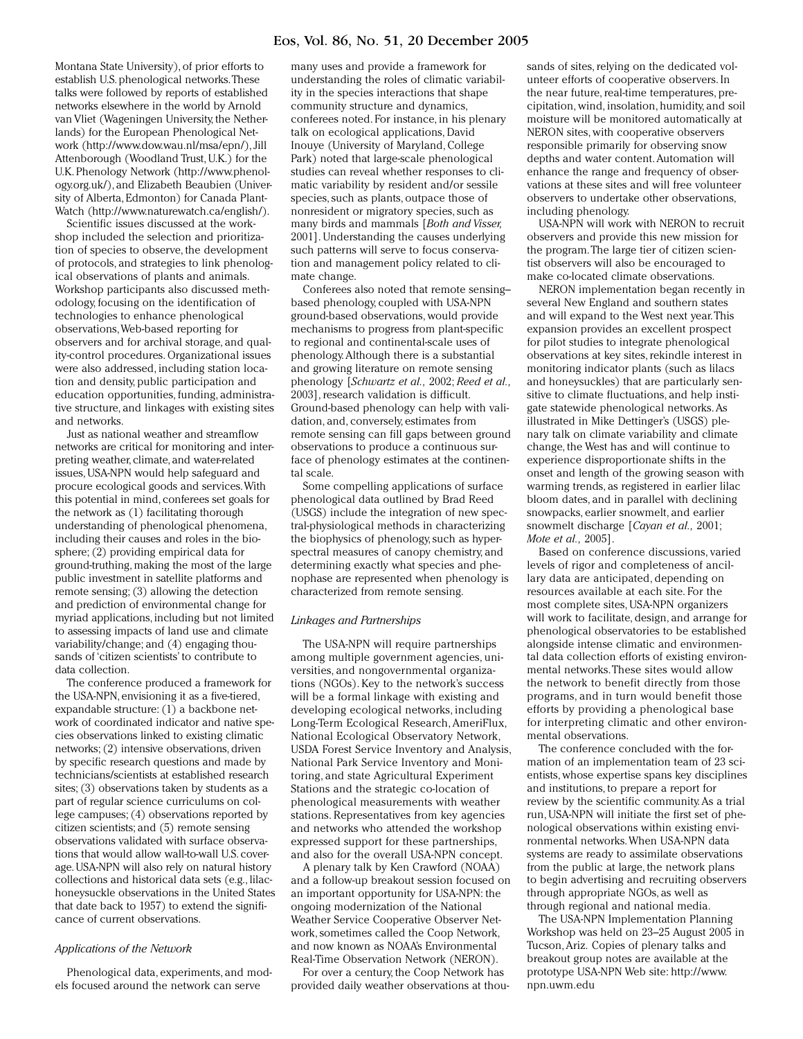Montana State University), of prior efforts to establish U.S. phenological networks. These talks were followed by reports of established networks elsewhere in the world by Arnold van Vliet (Wageningen University, the Netherlands) for the European Phenological Network (http://www.dow.wau.nl/msa/epn/), Jill Attenborough (Woodland Trust, U.K.) for the U.K. Phenology Network (http://www.phenology.org.uk/), and Elizabeth Beaubien (University of Alberta, Edmonton) for Canada PlantWatch (http://www.naturewatch.ca/english/).

Scientific issues discussed at the workshop included the selection and prioritization of species to observe, the development of protocols, and strategies to link phenological observations of plants and animals. Workshop participants also discussed methodology, focusing on the identification of technologies to enhance phenological observations, Web-based reporting for observers and for archival storage, and quality-control procedures. Organizational issues were also addressed, including station location and density, public participation and education opportunities, funding, administrative structure, and linkages with existing sites and networks.

Just as national weather and streamflow networks are critical for monitoring and interpreting weather, climate, and water-related issues, USA-NPN would help safeguard and procure ecological goods and services. With this potential in mind, conferees set goals for the network as (1) facilitating thorough understanding of phenological phenomena, including their causes and roles in the biosphere; (2) providing empirical data for ground-truthing, making the most of the large public investment in satellite platforms and remote sensing; (3) allowing the detection and prediction of environmental change for myriad applications, including but not limited to assessing impacts of land use and climate variability/change; and (4) engaging thousands of 'citizen scientists' to contribute to data collection.

The conference produced a framework for the USA-NPN, envisioning it as a five-tiered, expandable structure: (1) a backbone network of coordinated indicator and native species observations linked to existing climatic networks; (2) intensive observations, driven by specific research questions and made by technicians/scientists at established research sites; (3) observations taken by students as a part of regular science curriculums on college campuses; (4) observations reported by citizen scientists; and (5) remote sensing observations validated with surface observations that would allow wall-to-wall U.S. coverage. USA-NPN will also rely on natural history collections and historical data sets (e.g., lilac-honeysuckle observations in the United States that date back to 1957) to extend the significance of current observations.

### *Applications of the Network*

Phenological data, experiments, and models focused around the network can serve many uses and provide a framework for understanding the roles of climatic variability in the species interactions that shape community structure and dynamics, conferees noted. For instance, in his plenary talk on ecological applications, David Inouye (University of Maryland, College Park) noted that large-scale phenological studies can reveal whether responses to climatic variability by resident and/or sessile species, such as plants, outpace those of nonresident or migratory species, such as many birds and mammals [*Both and Visser,* 2001]. Understanding the causes underlying such patterns will serve to focus conservation and management policy related to climate change.

Conferees also noted that remote sensing–based phenology, coupled with USA-NPN ground-based observations, would provide mechanisms to progress from plant-specific to regional and continental-scale uses of phenology. Although there is a substantial and growing literature on remote sensing phenology [*Schwartz et al.,* 2002; *Reed et al.,* 2003], research validation is difficult. Ground-based phenology can help with validation, and, conversely, estimates from remote sensing can fill gaps between ground observations to produce a continuous surface of phenology estimates at the continental scale.

Some compelling applications of surface phenological data outlined by Brad Reed (USGS) include the integration of new spectral-physiological methods in characterizing the biophysics of phenology, such as hyperspectral measures of canopy chemistry, and determining exactly what species and phenophase are represented when phenology is characterized from remote sensing.

### *Linkages and Partnerships*

The USA-NPN will require partnerships among multiple government agencies, universities, and nongovernmental organizations (NGOs). Key to the network's success will be a formal linkage with existing and developing ecological networks, including Long-Term Ecological Research, AmeriFlux, National Ecological Observatory Network, USDA Forest Service Inventory and Analysis, National Park Service Inventory and Monitoring, and state Agricultural Experiment Stations and the strategic co-location of phenological measurements with weather stations. Representatives from key agencies and networks who attended the workshop expressed support for these partnerships, and also for the overall USA-NPN concept.

A plenary talk by Ken Crawford (NOAA) and a follow-up breakout session focused on an important opportunity for USA-NPN: the ongoing modernization of the National Weather Service Cooperative Observer Network, sometimes called the Coop Network, and now known as NOAA's Environmental Real-Time Observation Network (NERON).

For over a century, the Coop Network has provided daily weather observations at thousands of sites, relying on the dedicated volunteer efforts of cooperative observers. In the near future, real-time temperatures, precipitation, wind, insolation, humidity, and soil moisture will be monitored automatically at NERON sites, with cooperative observers responsible primarily for observing snow depths and water content. Automation will enhance the range and frequency of observations at these sites and will free volunteer observers to undertake other observations, including phenology.

USA-NPN will work with NERON to recruit observers and provide this new mission for the program. The large tier of citizen scientist observers will also be encouraged to make co-located climate observations.

NERON implementation began recently in several New England and southern states and will expand to the West next year. This expansion provides an excellent prospect for pilot studies to integrate phenological observations at key sites, rekindle interest in monitoring indicator plants (such as lilacs and honeysuckles) that are particularly sensitive to climate fluctuations, and help instigate statewide phenological networks. As illustrated in Mike Dettinger's (USGS) plenary talk on climate variability and climate change, the West has and will continue to experience disproportionate shifts in the onset and length of the growing season with warming trends, as registered in earlier lilac bloom dates, and in parallel with declining snowpacks, earlier snowmelt, and earlier snowmelt discharge [*Cayan et al.,* 2001; *Mote et al.,* 2005].

Based on conference discussions, varied levels of rigor and completeness of ancillary data are anticipated, depending on resources available at each site. For the most complete sites, USA-NPN organizers will work to facilitate, design, and arrange for phenological observatories to be established alongside intense climatic and environmental data collection efforts of existing environmental networks. These sites would allow the network to benefit directly from those programs, and in turn would benefit those efforts by providing a phenological base for interpreting climatic and other environmental observations.

The conference concluded with the formation of an implementation team of 23 scientists, whose expertise spans key disciplines and institutions, to prepare a report for review by the scientific community. As a trial run, USA-NPN will initiate the first set of phenological observations within existing environmental networks. When USA-NPN data systems are ready to assimilate observations from the public at large, the network plans to begin advertising and recruiting observers through appropriate NGOs, as well as through regional and national media.

The USA-NPN Implementation Planning Workshop was held on 23–25 August 2005 in Tucson, Ariz. Copies of plenary talks and breakout group notes are available at the prototype USA-NPN Web site: http://www.npn.uwm.edu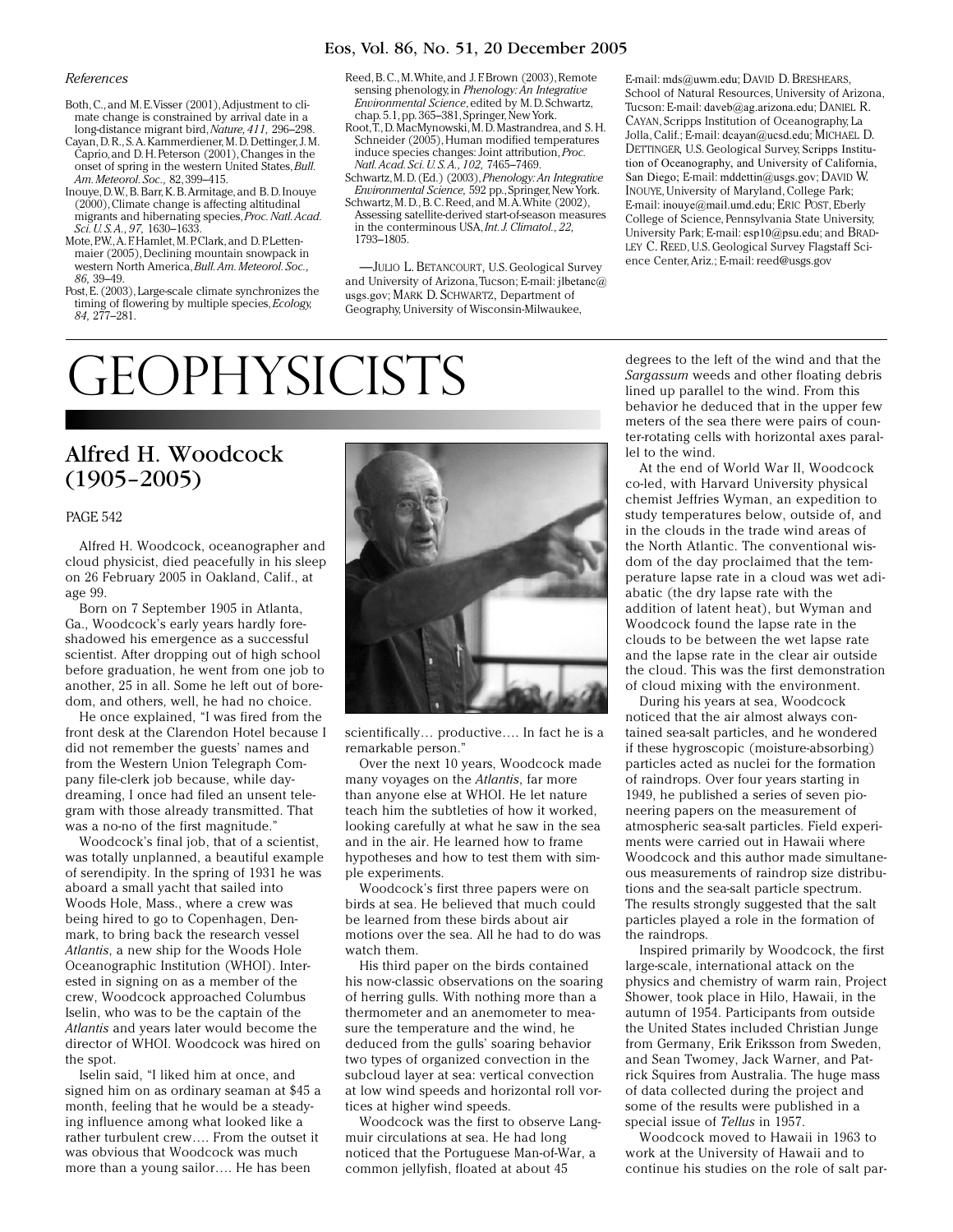*References*

Both, C., and M. E. Visser (2001), Adjustment to climate change is constrained by arrival date in a long-distance migrant bird, *Nature, 411,* 296–298.

Cayan, D. R., S. A. Kammerdiener, M. D. Dettinger, J. M. Caprio, and D. H. Peterson (2001), Changes in the onset of spring in the western United States, *Bull. Am. Meteorol. Soc.,* 82, 399–415.

Inouye, D. W., B. Barr, K. B. Armitage, and B. D. Inouye (2000), Climate change is affecting altitudinal migrants and hibernating species, *Proc. Natl. Acad. Sci. U.S.A., 97,* 1630–1633.

Mote, P. W., A. F. Hamlet, M. P. Clark, and D. P. Lettenmaier (2005), Declining mountain snowpack in western North America, *Bull. Am. Meteorol. Soc., 86,* 39–49.

Post, E. (2003), Large-scale climate synchronizes the timing of flowering by multiple species, *Ecology, 84,* 277–281.

Reed, B. C., M. White, and J. F. Brown (2003), Remote sensing phenology, in *Phenology: An Integrative Environmental Science,* edited by M. D. Schwartz, chap. 5.1, pp. 365–381, Springer, New York.

Root, T., D. MacMynowski, M. D. Mastrandrea, and S. H. Schneider (2005), Human modified temperatures induce species changes: Joint attribution, *Proc. Natl. Acad. Sci. U.S.A., 102,* 7465–7469.

Schwartz, M. D. (Ed.) (2003), *Phenology: An Integrative Environmental Science,* 592 pp., Springer, New York.

Schwartz, M. D., B. C. Reed, and M. A. White (2002), Assessing satellite-derived start-of-season measures in the conterminous USA, *Int. J. Climatol., 22,* 1793–1805.

—JULIO L. BETANCOURT, U.S. Geological Survey and University of Arizona, Tucson; E-mail: jlbetanc@usgs.gov; MARK D. SCHWARTZ, Department of Geography, University of Wisconsin-Milwaukee, E-mail: mds@uwm.edu; DAVID D. BRESHEARS, School of Natural Resources, University of Arizona, Tucson: E-mail: daveb@ag.arizona.edu; DANIEL R. CAYAN, Scripps Institution of Oceanography, La Jolla, Calif.; E-mail: dcayan@ucsd.edu; MICHAEL D. DETTINGER, U.S. Geological Survey, Scripps Institution of Oceanography, and University of California, San Diego; E-mail: mddettin@usgs.gov; DAVID W. INOUYE, University of Maryland, College Park; E-mail: inouye@mail.umd.edu; ERIC POST, Eberly College of Science, Pennsylvania State University, University Park; E-mail: esp10@psu.edu; and BRADLEY C. REED, U.S. Geological Survey Flagstaff Science Center, Ariz.; E-mail: reed@usgs.gov

# GEOPHYSICISTS

## Alfred H. Woodcock (1905–2005)

PAGE 542

Alfred H. Woodcock, oceanographer and cloud physicist, died peacefully in his sleep on 26 February 2005 in Oakland, Calif., at age 99.

Born on 7 September 1905 in Atlanta, Ga., Woodcock's early years hardly foreshadowed his emergence as a successful scientist. After dropping out of high school before graduation, he went from one job to another, 25 in all. Some he left out of boredom, and others, well, he had no choice.

He once explained, "I was fired from the front desk at the Clarendon Hotel because I did not remember the guests' names and from the Western Union Telegraph Company file-clerk job because, while daydreaming, I once had filed an unsent telegram with those already transmitted. That was a no-no of the first magnitude."

Woodcock's final job, that of a scientist, was totally unplanned, a beautiful example of serendipity. In the spring of 1931 he was aboard a small yacht that sailed into Woods Hole, Mass., where a crew was being hired to go to Copenhagen, Denmark, to bring back the research vessel *Atlantis*, a new ship for the Woods Hole Oceanographic Institution (WHOI). Interested in signing on as a member of the crew, Woodcock approached Columbus Iselin, who was to be the captain of the *Atlantis* and years later would become the director of WHOI. Woodcock was hired on the spot.

Iselin said, "I liked him at once, and signed him on as ordinary seaman at $45 a month, feeling that he would be a steadying influence among what looked like a rather turbulent crew…. From the outset it was obvious that Woodcock was much more than a young sailor…. He has been scientifically… productive…. In fact he is a remarkable person."

Over the next 10 years, Woodcock made many voyages on the *Atlantis*, far more than anyone else at WHOI. He let nature teach him the subtleties of how it worked, looking carefully at what he saw in the sea and in the air. He learned how to frame hypotheses and how to test them with simple experiments.

Woodcock's first three papers were on birds at sea. He believed that much could be learned from these birds about air motions over the sea. All he had to do was watch them.

His third paper on the birds contained his now-classic observations on the soaring of herring gulls. With nothing more than a thermometer and an anemometer to measure the temperature and the wind, he deduced from the gulls' soaring behavior two types of organized convection in the subcloud layer at sea: vertical convection at low wind speeds and horizontal roll vortices at higher wind speeds.

Woodcock was the first to observe Langmuir circulations at sea. He had long noticed that the Portuguese Man-of-War, a common jellyfish, floated at about 45 degrees to the left of the wind and that the *Sargassum* weeds and other floating debris lined up parallel to the wind. From this behavior he deduced that in the upper few meters of the sea there were pairs of counter-rotating cells with horizontal axes parallel to the wind.

At the end of World War II, Woodcock co-led, with Harvard University physical chemist Jeffries Wyman, an expedition to study temperatures below, outside of, and in the clouds in the trade wind areas of the North Atlantic. The conventional wisdom of the day proclaimed that the temperature lapse rate in a cloud was wet adiabatic (the dry lapse rate with the addition of latent heat), but Wyman and Woodcock found the lapse rate in the clouds to be between the wet lapse rate and the lapse rate in the clear air outside the cloud. This was the first demonstration of cloud mixing with the environment.

During his years at sea, Woodcock noticed that the air almost always contained sea-salt particles, and he wondered if these hygroscopic (moisture-absorbing) particles acted as nuclei for the formation of raindrops. Over four years starting in 1949, he published a series of seven pioneering papers on the measurement of atmospheric sea-salt particles. Field experiments were carried out in Hawaii where Woodcock and this author made simultaneous measurements of raindrop size distributions and the sea-salt particle spectrum. The results strongly suggested that the salt particles played a role in the formation of the raindrops.

Inspired primarily by Woodcock, the first large-scale, international attack on the physics and chemistry of warm rain, Project Shower, took place in Hilo, Hawaii, in the autumn of 1954. Participants from outside the United States included Christian Junge from Germany, Erik Eriksson from Sweden, and Sean Twomey, Jack Warner, and Patrick Squires from Australia. The huge mass of data collected during the project and some of the results were published in a special issue of *Tellus* in 1957.

Woodcock moved to Hawaii in 1963 to work at the University of Hawaii and to continue his studies on the role of salt par-